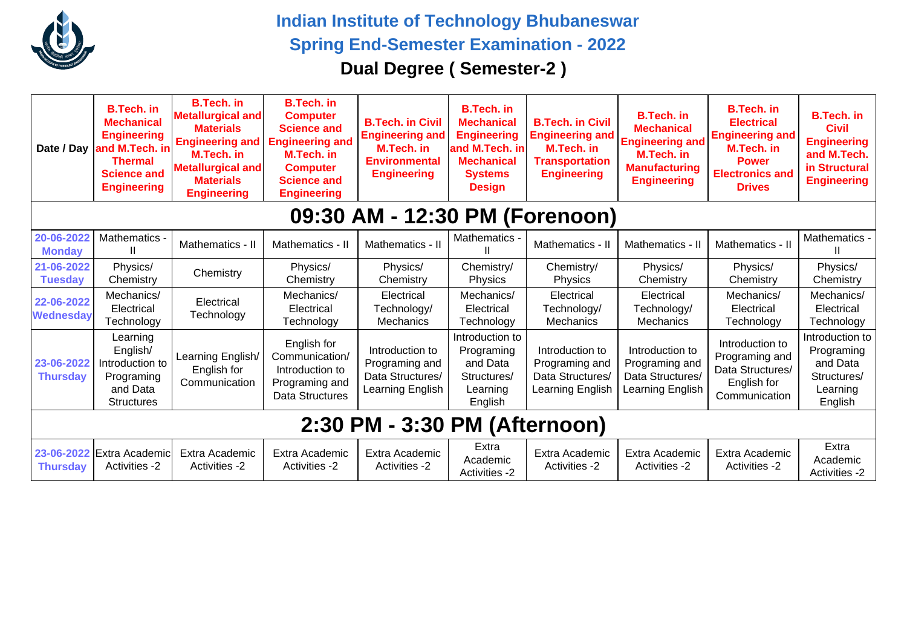# Indian Institute of Technology Bhubaneswar

## Spring End-Semester Examination - 2022

### Dual Degree ( Semester-2 )

| Date / Day | B.Tech. in Mechanical Engineering and M.Tech. in Thermal Science and Engineering | B.Tech. in Metallurgical and Materials Engineering and M.Tech. in Metallurgical and Materials Engineering | B.Tech. in Computer Science and Engineering and M.Tech. in Computer Science and Engineering | B.Tech. in Civil Engineering and M.Tech. in Environmental Engineering | B.Tech. in Mechanical Engineering and M.Tech. in Mechanical Systems Design | B.Tech. in Civil Engineering and M.Tech. in Transportation Engineering | B.Tech. in Mechanical Engineering and M.Tech. in Manufacturing Engineering | B.Tech. in Electrical Engineering and M.Tech. in Power Electronics and Drives | B.Tech. in Civil Engineering and M.Tech. in Structural Engineering |
|---|---|---|---|---|---|---|---|---|---|
| **09:30 AM - 12:30 PM (Forenoon)** | | | | | | | | | |
| 20-06-2022 Monday | Mathematics - II | Mathematics - II | Mathematics - II | Mathematics - II | Mathematics - II | Mathematics - II | Mathematics - II | Mathematics - II | Mathematics - II |
| 21-06-2022 Tuesday | Physics/ Chemistry | Chemistry | Physics/ Chemistry | Physics/ Chemistry | Chemistry/ Physics | Chemistry/ Physics | Physics/ Chemistry | Physics/ Chemistry | Physics/ Chemistry |
| 22-06-2022 Wednesday | Mechanics/ Electrical Technology | Electrical Technology | Mechanics/ Electrical Technology | Electrical Technology/ Mechanics | Mechanics/ Electrical Technology | Electrical Technology/ Mechanics | Electrical Technology/ Mechanics | Mechanics/ Electrical Technology | Mechanics/ Electrical Technology |
| 23-06-2022 Thursday | Learning English/ Introduction to Programing and Data Structures | Learning English/ English for Communication | English for Communication/ Introduction to Programing and Data Structures | Introduction to Programing and Data Structures/ Learning English | Introduction to Programing and Data Structures/ Learning English | Introduction to Programing and Data Structures/ Learning English | Introduction to Programing and Data Structures/ Learning English | Introduction to Programing and Data Structures/ English for Communication | Introduction to Programing and Data Structures/ Learning English |
| **2:30 PM - 3:30 PM (Afternoon)** | | | | | | | | | |
| 23-06-2022 Thursday | Extra Academic Activities -2 | Extra Academic Activities -2 | Extra Academic Activities -2 | Extra Academic Activities -2 | Extra Academic Activities -2 | Extra Academic Activities -2 | Extra Academic Activities -2 | Extra Academic Activities -2 | Extra Academic Activities -2 |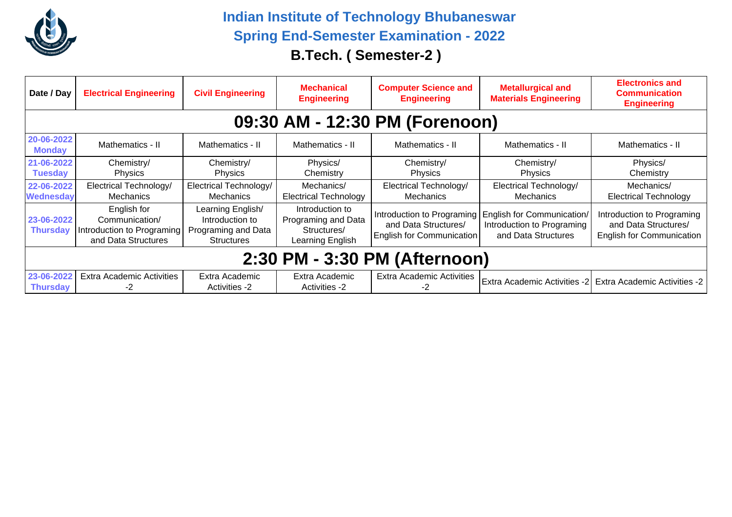# Indian Institute of Technology Bhubaneswar

## Spring End-Semester Examination - 2022

### B.Tech. ( Semester-2 )

| Date / Day | Electrical Engineering | Civil Engineering | Mechanical Engineering | Computer Science and Engineering | Metallurgical and Materials Engineering | Electronics and Communication Engineering |
|---|---|---|---|---|---|---|
| **09:30 AM - 12:30 PM (Forenoon)** | | | | | | |
| 20-06-2022 Monday | Mathematics - II | Mathematics - II | Mathematics - II | Mathematics - II | Mathematics - II | Mathematics - II |
| 21-06-2022 Tuesday | Chemistry/ Physics | Chemistry/ Physics | Physics/ Chemistry | Chemistry/ Physics | Chemistry/ Physics | Physics/ Chemistry |
| 22-06-2022 Wednesday | Electrical Technology/ Mechanics | Electrical Technology/ Mechanics | Mechanics/ Electrical Technology | Electrical Technology/ Mechanics | Electrical Technology/ Mechanics | Mechanics/ Electrical Technology |
| 23-06-2022 Thursday | English for Communication/ Introduction to Programing and Data Structures | Learning English/ Introduction to Programing and Data Structures | Introduction to Programing and Data Structures/ Learning English | Introduction to Programing and Data Structures/ English for Communication | English for Communication/ Introduction to Programing and Data Structures | Introduction to Programing and Data Structures/ English for Communication |
| **2:30 PM - 3:30 PM (Afternoon)** | | | | | | |
| 23-06-2022 Thursday | Extra Academic Activities -2 | Extra Academic Activities -2 | Extra Academic Activities -2 | Extra Academic Activities -2 | Extra Academic Activities -2 | Extra Academic Activities -2 |